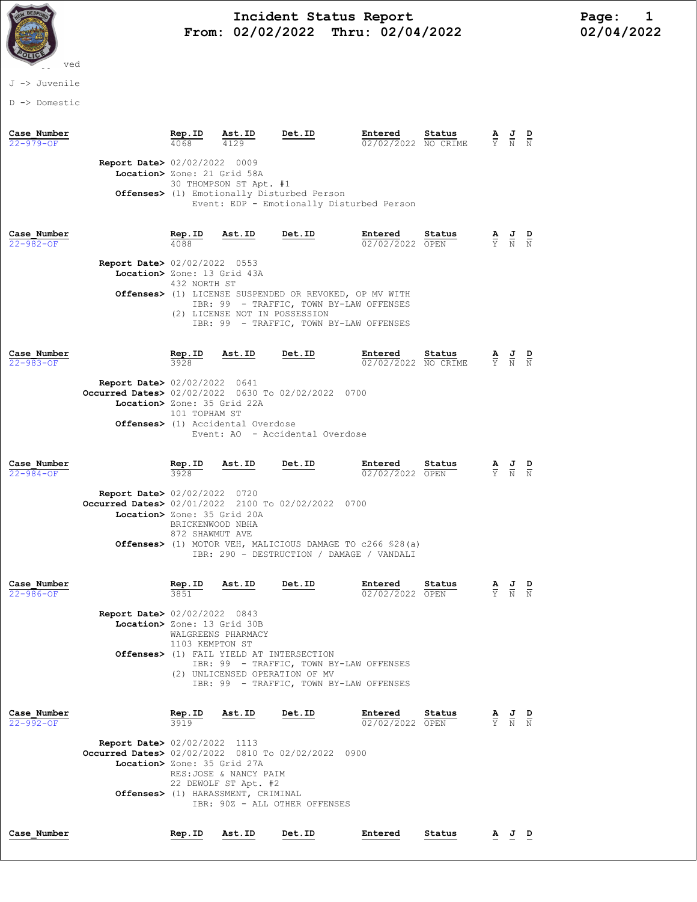# Incident Status Report
## From: 02/02/2022 Thru: 02/04/2022

Page: 1
02/04/2022

-- ved

J -> Juvenile

D -> Domestic

| Case_Number | Rep.ID | Ast.ID | Det.ID | Entered | Status | A | J | D |
|---|---|---|---|---|---|---|---|---|
| 22-979-OF | 4068 | 4129 | | 02/02/2022 | NO CRIME | Y | N | N |

**Report Date>** 02/02/2022 0009
**Location>** Zone: 21 Grid 58A
30 THOMPSON ST Apt. #1
**Offenses>** (1) Emotionally Disturbed Person
Event: EDP - Emotionally Disturbed Person

| Case_Number | Rep.ID | Ast.ID | Det.ID | Entered | Status | A | J | D |
|---|---|---|---|---|---|---|---|---|
| 22-982-OF | 4088 | | | 02/02/2022 | OPEN | Y | N | N |

**Report Date>** 02/02/2022 0553
**Location>** Zone: 13 Grid 43A
432 NORTH ST
**Offenses>** (1) LICENSE SUSPENDED OR REVOKED, OP MV WITH
IBR: 99 - TRAFFIC, TOWN BY-LAW OFFENSES
(2) LICENSE NOT IN POSSESSION
IBR: 99 - TRAFFIC, TOWN BY-LAW OFFENSES

| Case_Number | Rep.ID | Ast.ID | Det.ID | Entered | Status | A | J | D |
|---|---|---|---|---|---|---|---|---|
| 22-983-OF | 3928 | | | 02/02/2022 | NO CRIME | Y | N | N |

**Report Date>** 02/02/2022 0641
**Occurred Dates>** 02/02/2022 0630 To 02/02/2022 0700
**Location>** Zone: 35 Grid 22A
101 TOPHAM ST
**Offenses>** (1) Accidental Overdose
Event: AO - Accidental Overdose

| Case_Number | Rep.ID | Ast.ID | Det.ID | Entered | Status | A | J | D |
|---|---|---|---|---|---|---|---|---|
| 22-984-OF | 3928 | | | 02/02/2022 | OPEN | Y | N | N |

**Report Date>** 02/02/2022 0720
**Occurred Dates>** 02/01/2022 2100 To 02/02/2022 0700
**Location>** Zone: 35 Grid 20A
BRICKENWOOD NBHA
872 SHAWMUT AVE
**Offenses>** (1) MOTOR VEH, MALICIOUS DAMAGE TO c266 §28(a)
IBR: 290 - DESTRUCTION / DAMAGE / VANDALI

| Case_Number | Rep.ID | Ast.ID | Det.ID | Entered | Status | A | J | D |
|---|---|---|---|---|---|---|---|---|
| 22-986-OF | 3851 | | | 02/02/2022 | OPEN | Y | N | N |

**Report Date>** 02/02/2022 0843
**Location>** Zone: 13 Grid 30B
WALGREENS PHARMACY
1103 KEMPTON ST
**Offenses>** (1) FAIL YIELD AT INTERSECTION
IBR: 99 - TRAFFIC, TOWN BY-LAW OFFENSES
(2) UNLICENSED OPERATION OF MV
IBR: 99 - TRAFFIC, TOWN BY-LAW OFFENSES

| Case_Number | Rep.ID | Ast.ID | Det.ID | Entered | Status | A | J | D |
|---|---|---|---|---|---|---|---|---|
| 22-992-OF | 3919 | | | 02/02/2022 | OPEN | Y | N | N |

**Report Date>** 02/02/2022 1113
**Occurred Dates>** 02/02/2022 0810 To 02/02/2022 0900
**Location>** Zone: 35 Grid 27A
RES:JOSE & NANCY PAIM
22 DEWOLF ST Apt. #2
**Offenses>** (1) HARASSMENT, CRIMINAL
IBR: 90Z - ALL OTHER OFFENSES

| Case_Number | Rep.ID | Ast.ID | Det.ID | Entered | Status | A | J | D |
|---|---|---|---|---|---|---|---|---|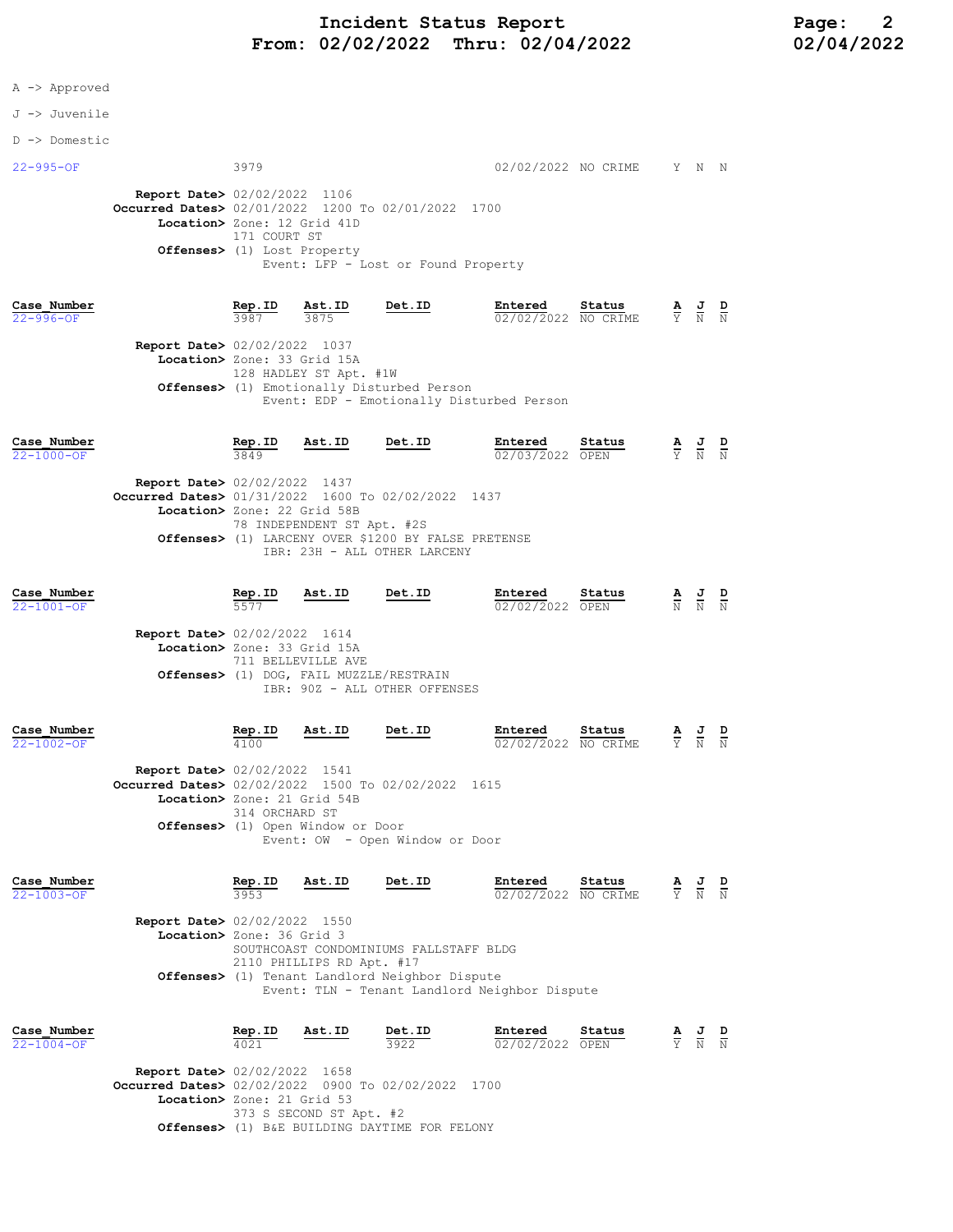# Incident Status Report
## From: 02/02/2022 Thru: 02/04/2022

A -> Approved

J -> Juvenile

D -> Domestic

| Case_Number | Rep.ID | Ast.ID | Det.ID | Entered | Status | A | J | D |
|---|---|---|---|---|---|---|---|---|
| 22-995-OF | 3979 | | | 02/02/2022 | NO CRIME | Y | N | N |

**Report Date>** 02/02/2022 1106
**Occurred Dates>** 02/01/2022 1200 To 02/01/2022 1700
**Location>** Zone: 12 Grid 41D
171 COURT ST
**Offenses>** (1) Lost Property
Event: LFP - Lost or Found Property

| Case_Number | Rep.ID | Ast.ID | Det.ID | Entered | Status | A | J | D |
|---|---|---|---|---|---|---|---|---|
| 22-996-OF | 3987 | 3875 | | 02/02/2022 | NO CRIME | Y | N | N |

**Report Date>** 02/02/2022 1037
**Location>** Zone: 33 Grid 15A
128 HADLEY ST Apt. #1W
**Offenses>** (1) Emotionally Disturbed Person
Event: EDP - Emotionally Disturbed Person

| Case_Number | Rep.ID | Ast.ID | Det.ID | Entered | Status | A | J | D |
|---|---|---|---|---|---|---|---|---|
| 22-1000-OF | 3849 | | | 02/03/2022 | OPEN | Y | N | N |

**Report Date>** 02/02/2022 1437
**Occurred Dates>** 01/31/2022 1600 To 02/02/2022 1437
**Location>** Zone: 22 Grid 58B
78 INDEPENDENT ST Apt. #2S
**Offenses>** (1) LARCENY OVER $1200 BY FALSE PRETENSE
IBR: 23H - ALL OTHER LARCENY

| Case_Number | Rep.ID | Ast.ID | Det.ID | Entered | Status | A | J | D |
|---|---|---|---|---|---|---|---|---|
| 22-1001-OF | 5577 | | | 02/02/2022 | OPEN | N | N | N |

**Report Date>** 02/02/2022 1614
**Location>** Zone: 33 Grid 15A
711 BELLEVILLE AVE
**Offenses>** (1) DOG, FAIL MUZZLE/RESTRAIN
IBR: 90Z - ALL OTHER OFFENSES

| Case_Number | Rep.ID | Ast.ID | Det.ID | Entered | Status | A | J | D |
|---|---|---|---|---|---|---|---|---|
| 22-1002-OF | 4100 | | | 02/02/2022 | NO CRIME | Y | N | N |

**Report Date>** 02/02/2022 1541
**Occurred Dates>** 02/02/2022 1500 To 02/02/2022 1615
**Location>** Zone: 21 Grid 54B
314 ORCHARD ST
**Offenses>** (1) Open Window or Door
Event: OW - Open Window or Door

| Case_Number | Rep.ID | Ast.ID | Det.ID | Entered | Status | A | J | D |
|---|---|---|---|---|---|---|---|---|
| 22-1003-OF | 3953 | | | 02/02/2022 | NO CRIME | Y | N | N |

**Report Date>** 02/02/2022 1550
**Location>** Zone: 36 Grid 3
SOUTHCOAST CONDOMINIUMS FALLSTAFF BLDG
2110 PHILLIPS RD Apt. #17
**Offenses>** (1) Tenant Landlord Neighbor Dispute
Event: TLN - Tenant Landlord Neighbor Dispute

| Case_Number | Rep.ID | Ast.ID | Det.ID | Entered | Status | A | J | D |
|---|---|---|---|---|---|---|---|---|
| 22-1004-OF | 4021 | | 3922 | 02/02/2022 | OPEN | Y | N | N |

**Report Date>** 02/02/2022 1658
**Occurred Dates>** 02/02/2022 0900 To 02/02/2022 1700
**Location>** Zone: 21 Grid 53
373 S SECOND ST Apt. #2
**Offenses>** (1) B&E BUILDING DAYTIME FOR FELONY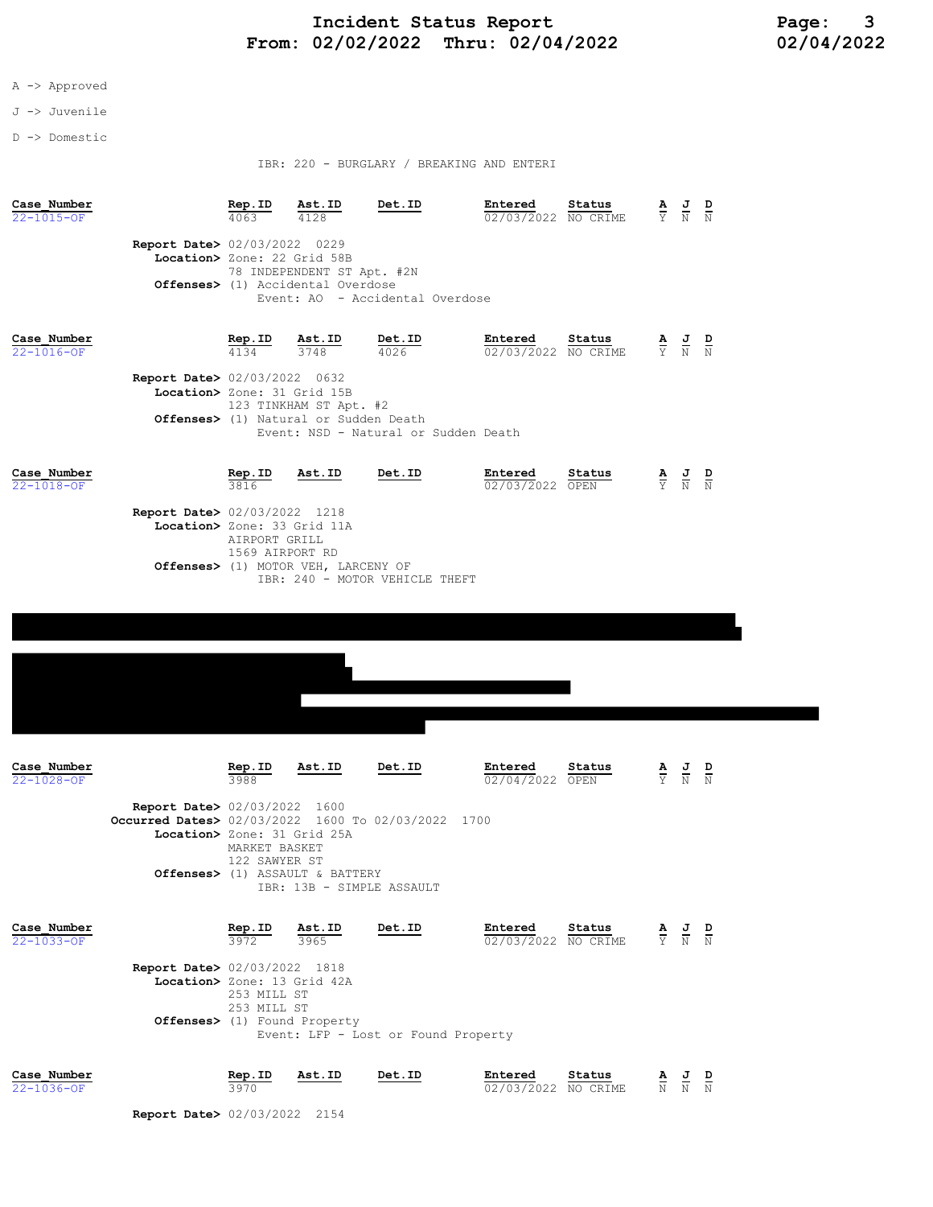A -> Approved

J -> Juvenile

D -> Domestic

IBR: 220 - BURGLARY / BREAKING AND ENTERI

| Case_Number | Rep.ID | Ast.ID | Det.ID | Entered | Status | A | J | D |
|---|---|---|---|---|---|---|---|---|
| 22-1015-OF | 4063 | 4128 | | 02/03/2022 | NO CRIME | Y | N | N |

**Report Date>** 02/03/2022 0229
**Location>** Zone: 22 Grid 58B
78 INDEPENDENT ST Apt. #2N
**Offenses>** (1) Accidental Overdose
Event: AO - Accidental Overdose

| Case_Number | Rep.ID | Ast.ID | Det.ID | Entered | Status | A | J | D |
|---|---|---|---|---|---|---|---|---|
| 22-1016-OF | 4134 | 3748 | 4026 | 02/03/2022 | NO CRIME | Y | N | N |

**Report Date>** 02/03/2022 0632
**Location>** Zone: 31 Grid 15B
123 TINKHAM ST Apt. #2
**Offenses>** (1) Natural or Sudden Death
Event: NSD - Natural or Sudden Death

| Case_Number | Rep.ID | Ast.ID | Det.ID | Entered | Status | A | J | D |
|---|---|---|---|---|---|---|---|---|
| 22-1018-OF | 3816 | | | 02/03/2022 | OPEN | Y | N | N |

**Report Date>** 02/03/2022 1218
**Location>** Zone: 33 Grid 11A
AIRPORT GRILL
1569 AIRPORT RD
**Offenses>** (1) MOTOR VEH, LARCENY OF
IBR: 240 - MOTOR VEHICLE THEFT

| Case_Number | Rep.ID | Ast.ID | Det.ID | Entered | Status | A | J | D |
|---|---|---|---|---|---|---|---|---|
| 22-1028-OF | 3988 | | | 02/04/2022 | OPEN | Y | N | N |

**Report Date>** 02/03/2022 1600
**Occurred Dates>** 02/03/2022 1600 To 02/03/2022 1700
**Location>** Zone: 31 Grid 25A
MARKET BASKET
122 SAWYER ST
**Offenses>** (1) ASSAULT & BATTERY
IBR: 13B - SIMPLE ASSAULT

| Case_Number | Rep.ID | Ast.ID | Det.ID | Entered | Status | A | J | D |
|---|---|---|---|---|---|---|---|---|
| 22-1033-OF | 3972 | 3965 | | 02/03/2022 | NO CRIME | Y | N | N |

**Report Date>** 02/03/2022 1818
**Location>** Zone: 13 Grid 42A
253 MILL ST
253 MILL ST
**Offenses>** (1) Found Property
Event: LFP - Lost or Found Property

| Case_Number | Rep.ID | Ast.ID | Det.ID | Entered | Status | A | J | D |
|---|---|---|---|---|---|---|---|---|
| 22-1036-OF | 3970 | | | 02/03/2022 | NO CRIME | N | N | N |

**Report Date>** 02/03/2022 2154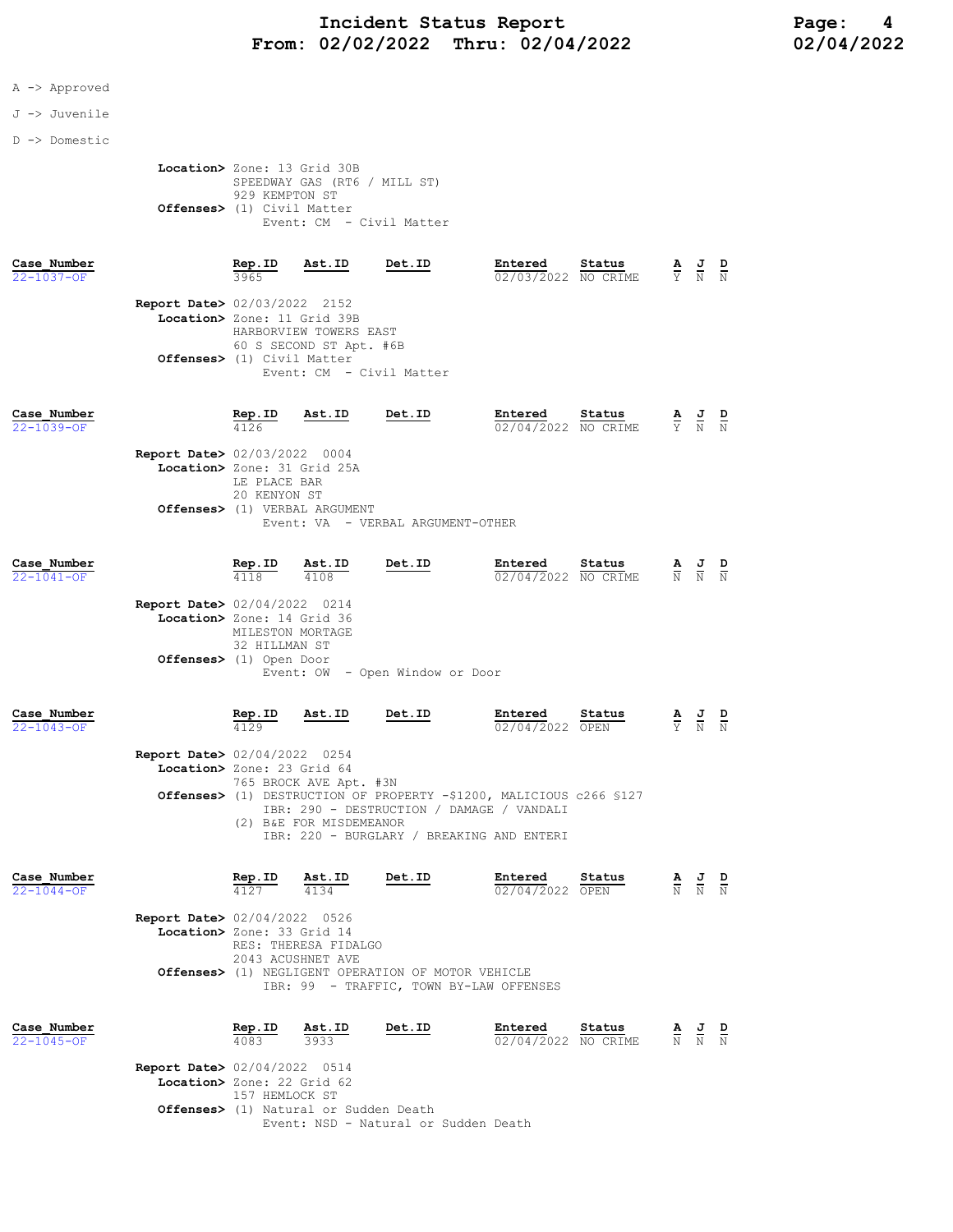# Incident Status Report
## From: 02/02/2022 Thru: 02/04/2022

A -> Approved

J -> Juvenile

D -> Domestic

**Location>** Zone: 13 Grid 30B
SPEEDWAY GAS (RT6 / MILL ST)
929 KEMPTON ST
**Offenses>** (1) Civil Matter
Event: CM - Civil Matter

| Case_Number | Rep.ID | Ast.ID | Det.ID | Entered | Status | A | J | D |
|---|---|---|---|---|---|---|---|---|
| 22-1037-OF | 3965 | | | 02/03/2022 | NO CRIME | Y | N | N |

**Report Date>** 02/03/2022 2152
**Location>** Zone: 11 Grid 39B
HARBORVIEW TOWERS EAST
60 S SECOND ST Apt. #6B
**Offenses>** (1) Civil Matter
Event: CM - Civil Matter

| Case_Number | Rep.ID | Ast.ID | Det.ID | Entered | Status | A | J | D |
|---|---|---|---|---|---|---|---|---|
| 22-1039-OF | 4126 | | | 02/04/2022 | NO CRIME | Y | N | N |

**Report Date>** 02/03/2022 0004
**Location>** Zone: 31 Grid 25A
LE PLACE BAR
20 KENYON ST
**Offenses>** (1) VERBAL ARGUMENT
Event: VA - VERBAL ARGUMENT-OTHER

| Case_Number | Rep.ID | Ast.ID | Det.ID | Entered | Status | A | J | D |
|---|---|---|---|---|---|---|---|---|
| 22-1041-OF | 4118 | 4108 | | 02/04/2022 | NO CRIME | N | N | N |

**Report Date>** 02/04/2022 0214
**Location>** Zone: 14 Grid 36
MILESTON MORTAGE
32 HILLMAN ST
**Offenses>** (1) Open Door
Event: OW - Open Window or Door

| Case_Number | Rep.ID | Ast.ID | Det.ID | Entered | Status | A | J | D |
|---|---|---|---|---|---|---|---|---|
| 22-1043-OF | 4129 | | | 02/04/2022 | OPEN | Y | N | N |

**Report Date>** 02/04/2022 0254
**Location>** Zone: 23 Grid 64
765 BROCK AVE Apt. #3N
**Offenses>** (1) DESTRUCTION OF PROPERTY -$1200, MALICIOUS c266 §127
IBR: 290 - DESTRUCTION / DAMAGE / VANDALI
(2) B&E FOR MISDEMEANOR
IBR: 220 - BURGLARY / BREAKING AND ENTERI

| Case_Number | Rep.ID | Ast.ID | Det.ID | Entered | Status | A | J | D |
|---|---|---|---|---|---|---|---|---|
| 22-1044-OF | 4127 | 4134 | | 02/04/2022 | OPEN | N | N | N |

**Report Date>** 02/04/2022 0526
**Location>** Zone: 33 Grid 14
RES: THERESA FIDALGO
2043 ACUSHNET AVE
**Offenses>** (1) NEGLIGENT OPERATION OF MOTOR VEHICLE
IBR: 99 - TRAFFIC, TOWN BY-LAW OFFENSES

| Case_Number | Rep.ID | Ast.ID | Det.ID | Entered | Status | A | J | D |
|---|---|---|---|---|---|---|---|---|
| 22-1045-OF | 4083 | 3933 | | 02/04/2022 | NO CRIME | N | N | N |

**Report Date>** 02/04/2022 0514
**Location>** Zone: 22 Grid 62
157 HEMLOCK ST
**Offenses>** (1) Natural or Sudden Death
Event: NSD - Natural or Sudden Death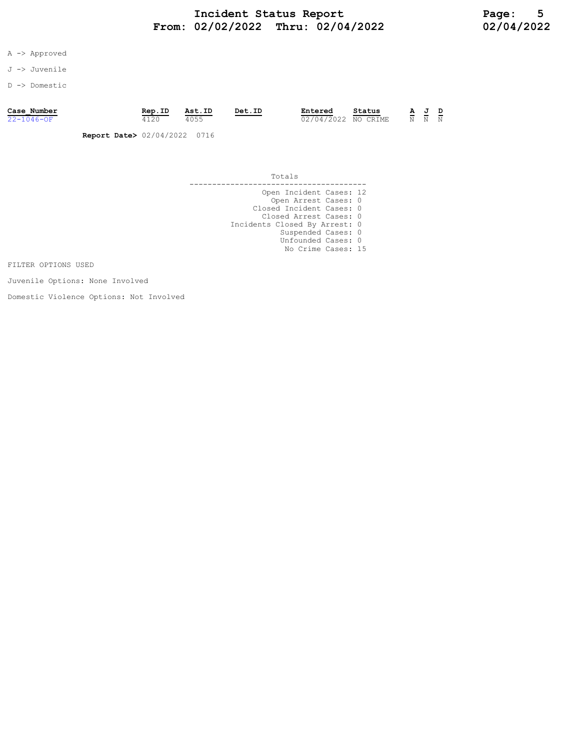# Incident Status Report
## From: 02/02/2022 Thru: 02/04/2022

A -> Approved

J -> Juvenile

D -> Domestic

| Case_Number | Rep.ID | Ast.ID | Det.ID | Entered | Status | A | J | D |
|---|---|---|---|---|---|---|---|---|
| 22-1046-OF | 4120 | 4055 | | 02/04/2022 | NO CRIME | N | N | N |

**Report Date>** 02/04/2022 0716

Totals

| | |
|---|---|
| Open Incident Cases: | 12 |
| Open Arrest Cases: | 0 |
| Closed Incident Cases: | 0 |
| Closed Arrest Cases: | 0 |
| Incidents Closed By Arrest: | 0 |
| Suspended Cases: | 0 |
| Unfounded Cases: | 0 |
| No Crime Cases: | 15 |

FILTER OPTIONS USED

Juvenile Options: None Involved

Domestic Violence Options: Not Involved